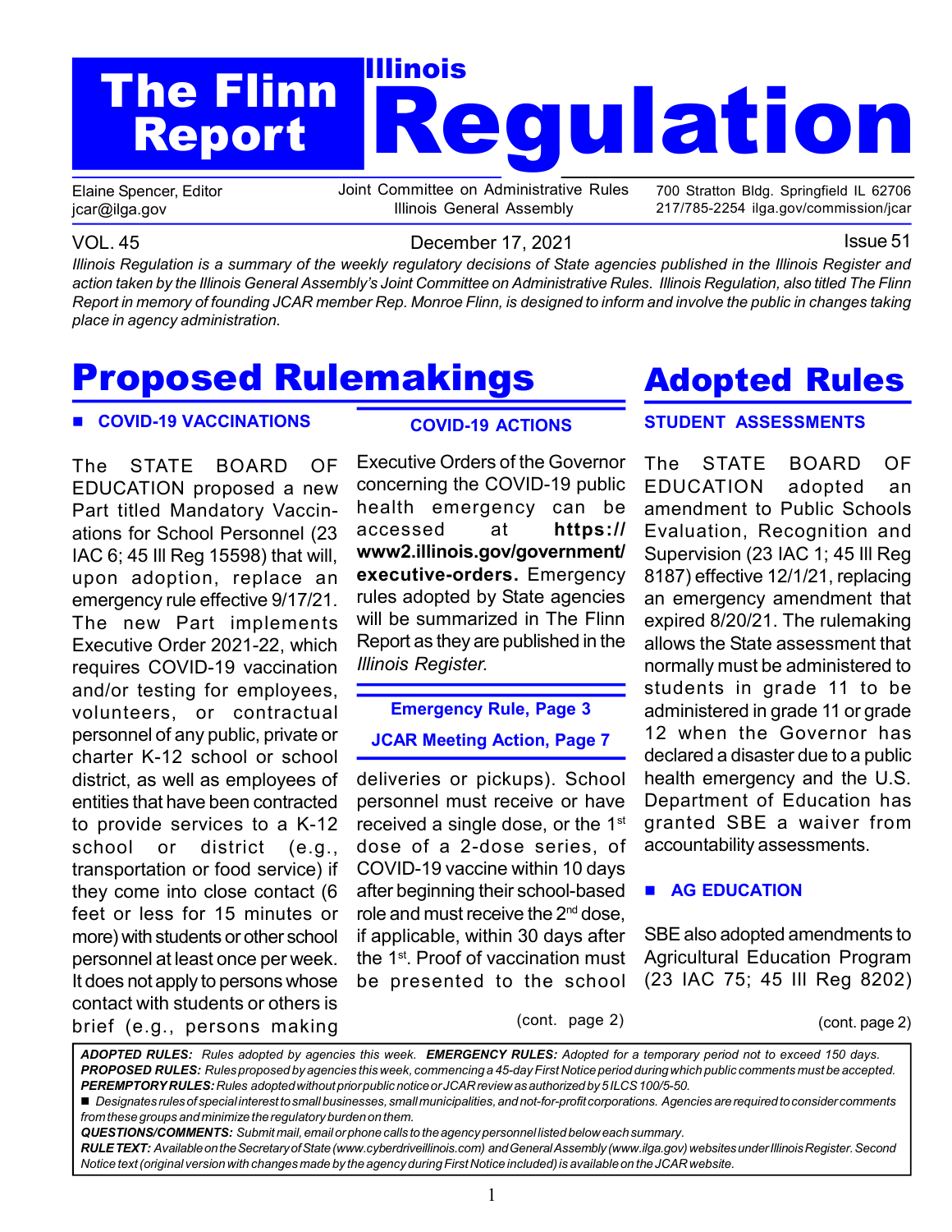# The Flinn Report — Illinois Regulation

Elaine Spencer, Editor
jcar@ilga.gov

Joint Committee on Administrative Rules
Illinois General Assembly

700 Stratton Bldg. Springfield IL 62706
217/785-2254 ilga.gov/commission/jcar

VOL. 45 — December 17, 2021 — Issue 51

*Illinois Regulation is a summary of the weekly regulatory decisions of State agencies published in the Illinois Register and action taken by the Illinois General Assembly's Joint Committee on Administrative Rules. Illinois Regulation, also titled The Flinn Report in memory of founding JCAR member Rep. Monroe Flinn, is designed to inform and involve the public in changes taking place in agency administration.*

# Proposed Rulemakings

## ■ COVID-19 VACCINATIONS

The STATE BOARD OF EDUCATION proposed a new Part titled Mandatory Vaccinations for School Personnel (23 IAC 6; 45 Ill Reg 15598) that will, upon adoption, replace an emergency rule effective 9/17/21. The new Part implements Executive Order 2021-22, which requires COVID-19 vaccination and/or testing for employees, volunteers, or contractual personnel of any public, private or charter K-12 school or school district, as well as employees of entities that have been contracted to provide services to a K-12 school or district (e.g., transportation or food service) if they come into close contact (6 feet or less for 15 minutes or more) with students or other school personnel at least once per week. It does not apply to persons whose contact with students or others is brief (e.g., persons making deliveries or pickups). School personnel must receive or have received a single dose, or the 1st dose of a 2-dose series, of COVID-19 vaccine within 10 days after beginning their school-based role and must receive the 2nd dose, if applicable, within 30 days after the 1st. Proof of vaccination must be presented to the school

(cont. page 2)

## COVID-19 ACTIONS

Executive Orders of the Governor concerning the COVID-19 public health emergency can be accessed at **https://www2.illinois.gov/government/executive-orders.** Emergency rules adopted by State agencies will be summarized in The Flinn Report as they are published in the *Illinois Register.*

**Emergency Rule, Page 3**

**JCAR Meeting Action, Page 7**

# Adopted Rules

## STUDENT ASSESSMENTS

The STATE BOARD OF EDUCATION adopted an amendment to Public Schools Evaluation, Recognition and Supervision (23 IAC 1; 45 Ill Reg 8187) effective 12/1/21, replacing an emergency amendment that expired 8/20/21. The rulemaking allows the State assessment that normally must be administered to students in grade 11 to be administered in grade 11 or grade 12 when the Governor has declared a disaster due to a public health emergency and the U.S. Department of Education has granted SBE a waiver from accountability assessments.

## ■ AG EDUCATION

SBE also adopted amendments to Agricultural Education Program (23 IAC 75; 45 Ill Reg 8202)

(cont. page 2)

---

***ADOPTED RULES:*** *Rules adopted by agencies this week.* ***EMERGENCY RULES:*** *Adopted for a temporary period not to exceed 150 days.*
***PROPOSED RULES:*** *Rules proposed by agencies this week, commencing a 45-day First Notice period during which public comments must be accepted.*
***PEREMPTORY RULES:*** *Rules adopted without prior public notice or JCAR review as authorized by 5 ILCS 100/5-50.*
*■ Designates rules of special interest to small businesses, small municipalities, and not-for-profit corporations. Agencies are required to consider comments from these groups and minimize the regulatory burden on them.*
***QUESTIONS/COMMENTS:*** *Submit mail, email or phone calls to the agency personnel listed below each summary.*
***RULE TEXT:*** *Available on the Secretary of State (www.cyberdriveillinois.com) and General Assembly (www.ilga.gov) websites under Illinois Register. Second Notice text (original version with changes made by the agency during First Notice included) is available on the JCAR website.*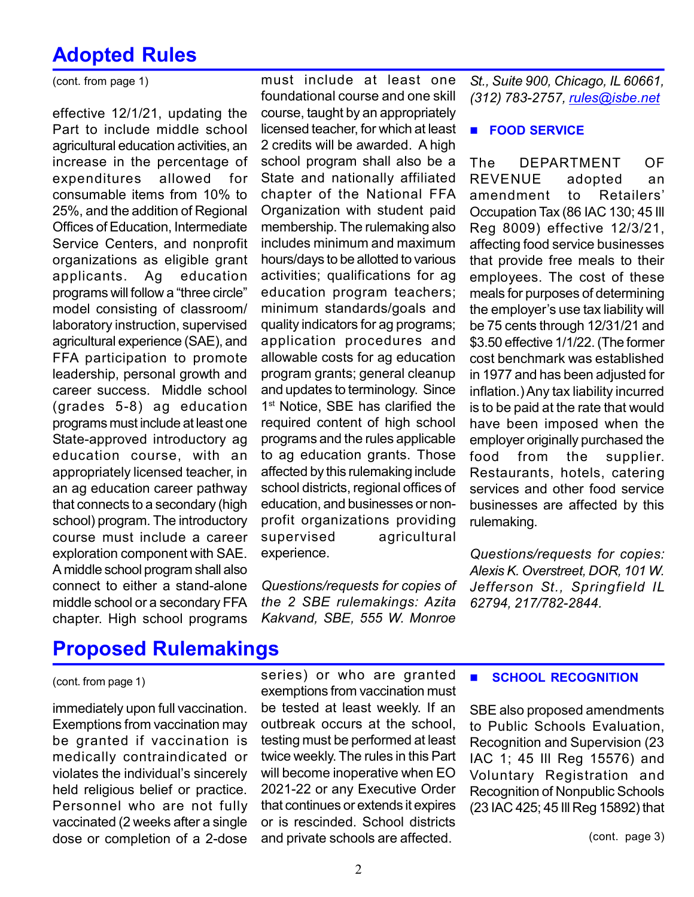## Adopted Rules

(cont. from page 1)

effective 12/1/21, updating the Part to include middle school agricultural education activities, an increase in the percentage of expenditures allowed for consumable items from 10% to 25%, and the addition of Regional Offices of Education, Intermediate Service Centers, and nonprofit organizations as eligible grant applicants. Ag education programs will follow a "three circle" model consisting of classroom/laboratory instruction, supervised agricultural experience (SAE), and FFA participation to promote leadership, personal growth and career success. Middle school (grades 5-8) ag education programs must include at least one State-approved introductory ag education course, with an appropriately licensed teacher, in an ag education career pathway that connects to a secondary (high school) program. The introductory course must include a career exploration component with SAE. A middle school program shall also connect to either a stand-alone middle school or a secondary FFA chapter. High school programs must include at least one foundational course and one skill course, taught by an appropriately licensed teacher, for which at least 2 credits will be awarded. A high school program shall also be a State and nationally affiliated chapter of the National FFA Organization with student paid membership. The rulemaking also includes minimum and maximum hours/days to be allotted to various activities; qualifications for ag education program teachers; minimum standards/goals and quality indicators for ag programs; application procedures and allowable costs for ag education program grants; general cleanup and updates to terminology. Since 1st Notice, SBE has clarified the required content of high school programs and the rules applicable to ag education grants. Those affected by this rulemaking include school districts, regional offices of education, and businesses or non-profit organizations providing supervised agricultural experience.

*Questions/requests for copies of the 2 SBE rulemakings: Azita Kakvand, SBE, 555 W. Monroe St., Suite 900, Chicago, IL 60661, (312) 783-2757, rules@isbe.net*

### ■ FOOD SERVICE

The DEPARTMENT OF REVENUE adopted an amendment to Retailers' Occupation Tax (86 IAC 130; 45 Ill Reg 8009) effective 12/3/21, affecting food service businesses that provide free meals to their employees. The cost of these meals for purposes of determining the employer's use tax liability will be 75 cents through 12/31/21 and $3.50 effective 1/1/22. (The former cost benchmark was established in 1977 and has been adjusted for inflation.) Any tax liability incurred is to be paid at the rate that would have been imposed when the employer originally purchased the food from the supplier. Restaurants, hotels, catering services and other food service businesses are affected by this rulemaking.

*Questions/requests for copies: Alexis K. Overstreet, DOR, 101 W. Jefferson St., Springfield IL 62794, 217/782-2844.*

## Proposed Rulemakings

(cont. from page 1)

immediately upon full vaccination. Exemptions from vaccination may be granted if vaccination is medically contraindicated or violates the individual's sincerely held religious belief or practice. Personnel who are not fully vaccinated (2 weeks after a single dose or completion of a 2-dose series) or who are granted exemptions from vaccination must be tested at least weekly. If an outbreak occurs at the school, testing must be performed at least twice weekly. The rules in this Part will become inoperative when EO 2021-22 or any Executive Order that continues or extends it expires or is rescinded. School districts and private schools are affected.

### ■ SCHOOL RECOGNITION

SBE also proposed amendments to Public Schools Evaluation, Recognition and Supervision (23 IAC 1; 45 Ill Reg 15576) and Voluntary Registration and Recognition of Nonpublic Schools (23 IAC 425; 45 Ill Reg 15892) that

(cont. page 3)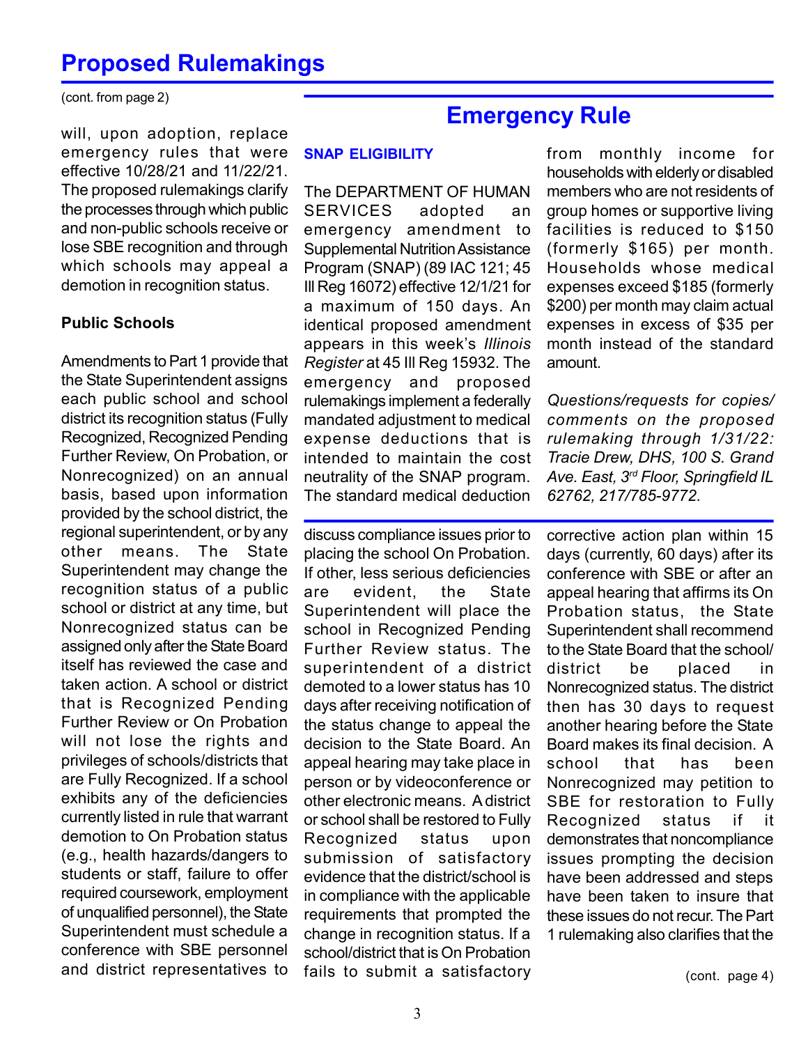# Proposed Rulemakings

(cont. from page 2)

will, upon adoption, replace emergency rules that were effective 10/28/21 and 11/22/21. The proposed rulemakings clarify the processes through which public and non-public schools receive or lose SBE recognition and through which schools may appeal a demotion in recognition status.

**Public Schools**

Amendments to Part 1 provide that the State Superintendent assigns each public school and school district its recognition status (Fully Recognized, Recognized Pending Further Review, On Probation, or Nonrecognized) on an annual basis, based upon information provided by the school district, the regional superintendent, or by any other means. The State Superintendent may change the recognition status of a public school or district at any time, but Nonrecognized status can be assigned only after the State Board itself has reviewed the case and taken action. A school or district that is Recognized Pending Further Review or On Probation will not lose the rights and privileges of schools/districts that are Fully Recognized. If a school exhibits any of the deficiencies currently listed in rule that warrant demotion to On Probation status (e.g., health hazards/dangers to students or staff, failure to offer required coursework, employment of unqualified personnel), the State Superintendent must schedule a conference with SBE personnel and district representatives to discuss compliance issues prior to placing the school On Probation. If other, less serious deficiencies are evident, the State Superintendent will place the school in Recognized Pending Further Review status. The superintendent of a district demoted to a lower status has 10 days after receiving notification of the status change to appeal the decision to the State Board. An appeal hearing may take place in person or by videoconference or other electronic means. A district or school shall be restored to Fully Recognized status upon submission of satisfactory evidence that the district/school is in compliance with the applicable requirements that prompted the change in recognition status. If a school/district that is On Probation fails to submit a satisfactory corrective action plan within 15 days (currently, 60 days) after its conference with SBE or after an appeal hearing that affirms its On Probation status, the State Superintendent shall recommend to the State Board that the school/district be placed in Nonrecognized status. The district then has 30 days to request another hearing before the State Board makes its final decision. A school that has been Nonrecognized may petition to SBE for restoration to Fully Recognized status if it demonstrates that noncompliance issues prompting the decision have been addressed and steps have been taken to insure that these issues do not recur. The Part 1 rulemaking also clarifies that the

(cont. page 4)

# Emergency Rule

**SNAP ELIGIBILITY**

The DEPARTMENT OF HUMAN SERVICES adopted an emergency amendment to Supplemental Nutrition Assistance Program (SNAP) (89 IAC 121; 45 Ill Reg 16072) effective 12/1/21 for a maximum of 150 days. An identical proposed amendment appears in this week's *Illinois Register* at 45 Ill Reg 15932. The emergency and proposed rulemakings implement a federally mandated adjustment to medical expense deductions that is intended to maintain the cost neutrality of the SNAP program. The standard medical deduction from monthly income for households with elderly or disabled members who are not residents of group homes or supportive living facilities is reduced to $150 (formerly $165) per month. Households whose medical expenses exceed $185 (formerly $200) per month may claim actual expenses in excess of $35 per month instead of the standard amount.

*Questions/requests for copies/comments on the proposed rulemaking through 1/31/22: Tracie Drew, DHS, 100 S. Grand Ave. East, 3rd Floor, Springfield IL 62762, 217/785-9772.*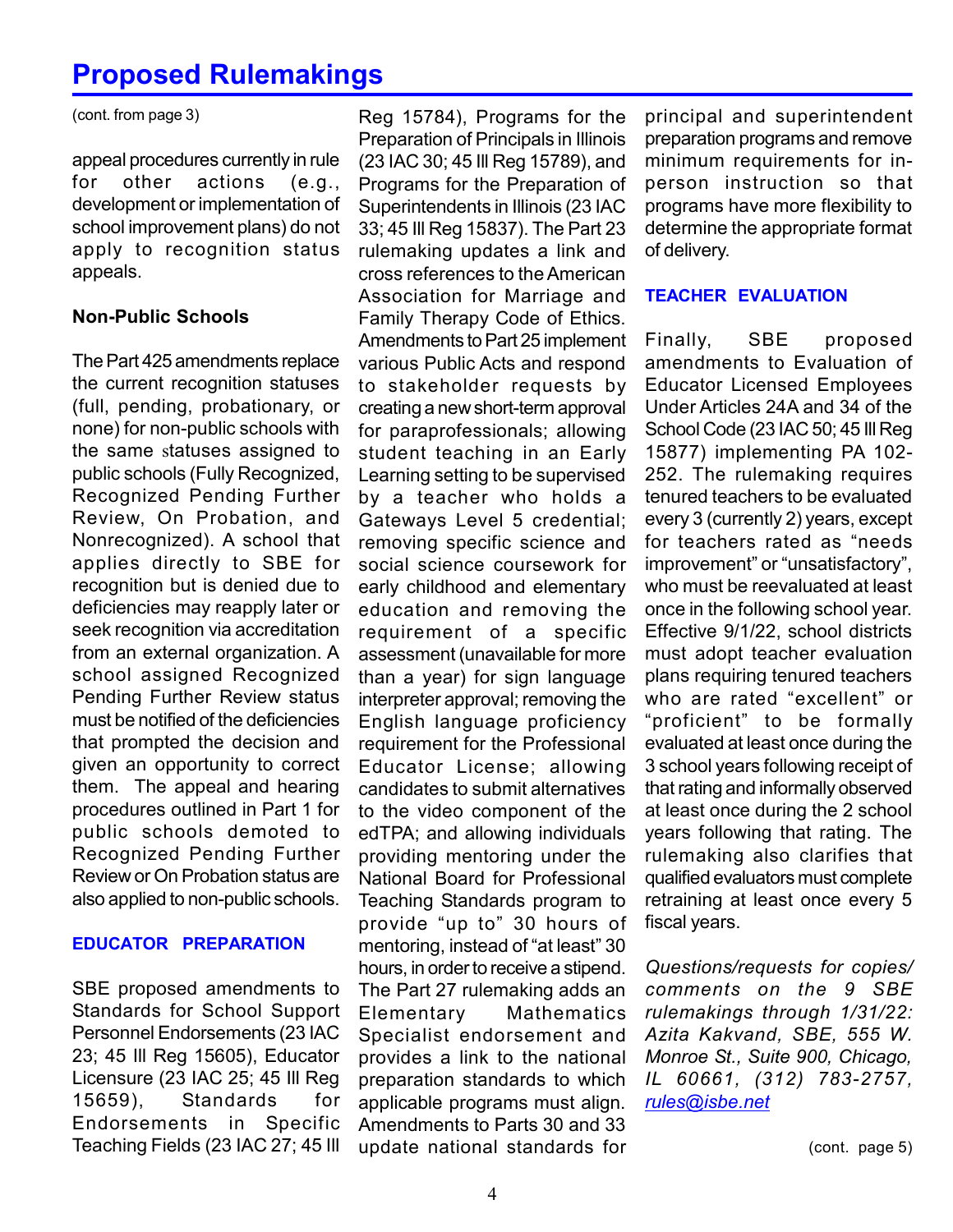# Proposed Rulemakings

(cont. from page 3)

appeal procedures currently in rule for other actions (e.g., development or implementation of school improvement plans) do not apply to recognition status appeals.

**Non-Public Schools**

The Part 425 amendments replace the current recognition statuses (full, pending, probationary, or none) for non-public schools with the same statuses assigned to public schools (Fully Recognized, Recognized Pending Further Review, On Probation, and Nonrecognized). A school that applies directly to SBE for recognition but is denied due to deficiencies may reapply later or seek recognition via accreditation from an external organization. A school assigned Recognized Pending Further Review status must be notified of the deficiencies that prompted the decision and given an opportunity to correct them. The appeal and hearing procedures outlined in Part 1 for public schools demoted to Recognized Pending Further Review or On Probation status are also applied to non-public schools.

## EDUCATOR PREPARATION

SBE proposed amendments to Standards for School Support Personnel Endorsements (23 IAC 23; 45 Ill Reg 15605), Educator Licensure (23 IAC 25; 45 Ill Reg 15659), Standards for Endorsements in Specific Teaching Fields (23 IAC 27; 45 Ill Reg 15784), Programs for the Preparation of Principals in Illinois (23 IAC 30; 45 Ill Reg 15789), and Programs for the Preparation of Superintendents in Illinois (23 IAC 33; 45 Ill Reg 15837). The Part 23 rulemaking updates a link and cross references to the American Association for Marriage and Family Therapy Code of Ethics. Amendments to Part 25 implement various Public Acts and respond to stakeholder requests by creating a new short-term approval for paraprofessionals; allowing student teaching in an Early Learning setting to be supervised by a teacher who holds a Gateways Level 5 credential; removing specific science and social science coursework for early childhood and elementary education and removing the requirement of a specific assessment (unavailable for more than a year) for sign language interpreter approval; removing the English language proficiency requirement for the Professional Educator License; allowing candidates to submit alternatives to the video component of the edTPA; and allowing individuals providing mentoring under the National Board for Professional Teaching Standards program to provide "up to" 30 hours of mentoring, instead of "at least" 30 hours, in order to receive a stipend. The Part 27 rulemaking adds an Elementary Mathematics Specialist endorsement and provides a link to the national preparation standards to which applicable programs must align. Amendments to Parts 30 and 33 update national standards for principal and superintendent preparation programs and remove minimum requirements for in-person instruction so that programs have more flexibility to determine the appropriate format of delivery.

## TEACHER EVALUATION

Finally, SBE proposed amendments to Evaluation of Educator Licensed Employees Under Articles 24A and 34 of the School Code (23 IAC 50; 45 Ill Reg 15877) implementing PA 102-252. The rulemaking requires tenured teachers to be evaluated every 3 (currently 2) years, except for teachers rated as "needs improvement" or "unsatisfactory", who must be reevaluated at least once in the following school year. Effective 9/1/22, school districts must adopt teacher evaluation plans requiring tenured teachers who are rated "excellent" or "proficient" to be formally evaluated at least once during the 3 school years following receipt of that rating and informally observed at least once during the 2 school years following that rating. The rulemaking also clarifies that qualified evaluators must complete retraining at least once every 5 fiscal years.

*Questions/requests for copies/ comments on the 9 SBE rulemakings through 1/31/22: Azita Kakvand, SBE, 555 W. Monroe St., Suite 900, Chicago, IL 60661, (312) 783-2757, rules@isbe.net*

(cont. page 5)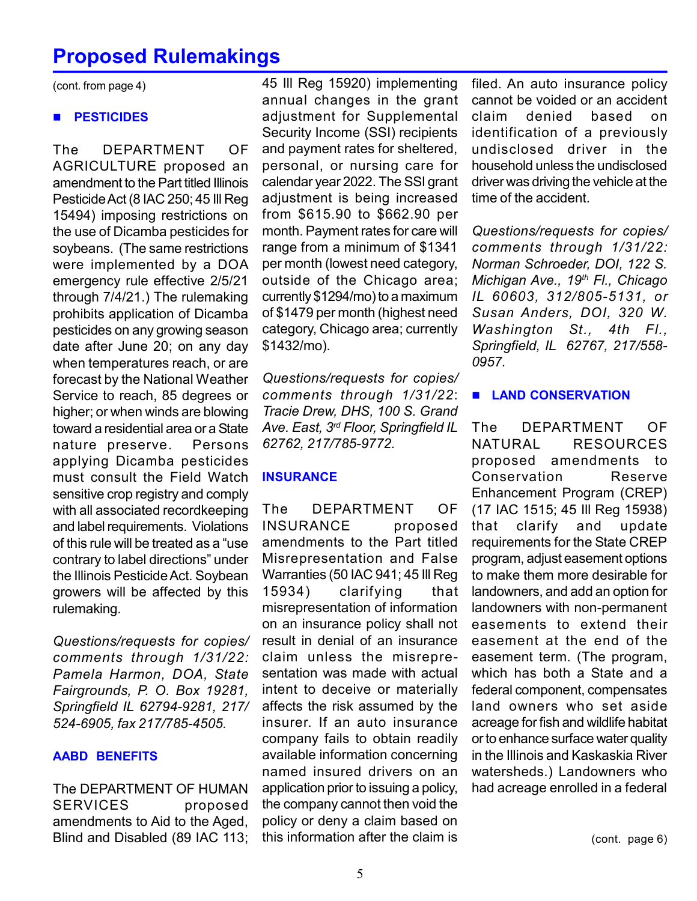# Proposed Rulemakings

(cont. from page 4)

## PESTICIDES

The DEPARTMENT OF AGRICULTURE proposed an amendment to the Part titled Illinois Pesticide Act (8 IAC 250; 45 Ill Reg 15494) imposing restrictions on the use of Dicamba pesticides for soybeans. (The same restrictions were implemented by a DOA emergency rule effective 2/5/21 through 7/4/21.) The rulemaking prohibits application of Dicamba pesticides on any growing season date after June 20; on any day when temperatures reach, or are forecast by the National Weather Service to reach, 85 degrees or higher; or when winds are blowing toward a residential area or a State nature preserve. Persons applying Dicamba pesticides must consult the Field Watch sensitive crop registry and comply with all associated recordkeeping and label requirements. Violations of this rule will be treated as a "use contrary to label directions" under the Illinois Pesticide Act. Soybean growers will be affected by this rulemaking.

*Questions/requests for copies/ comments through 1/31/22: Pamela Harmon, DOA, State Fairgrounds, P. O. Box 19281, Springfield IL 62794-9281, 217/ 524-6905, fax 217/785-4505.*

## AABD BENEFITS

The DEPARTMENT OF HUMAN SERVICES proposed amendments to Aid to the Aged, Blind and Disabled (89 IAC 113; 45 Ill Reg 15920) implementing annual changes in the grant adjustment for Supplemental Security Income (SSI) recipients and payment rates for sheltered, personal, or nursing care for calendar year 2022. The SSI grant adjustment is being increased from $615.90 to $662.90 per month. Payment rates for care will range from a minimum of $1341 per month (lowest need category, outside of the Chicago area; currently $1294/mo) to a maximum of $1479 per month (highest need category, Chicago area; currently $1432/mo).

*Questions/requests for copies/ comments through 1/31/22: Tracie Drew, DHS, 100 S. Grand Ave. East, 3rd Floor, Springfield IL 62762, 217/785-9772.*

## INSURANCE

The DEPARTMENT OF INSURANCE proposed amendments to the Part titled Misrepresentation and False Warranties (50 IAC 941; 45 Ill Reg 15934) clarifying that misrepresentation of information on an insurance policy shall not result in denial of an insurance claim unless the misrepresentation was made with actual intent to deceive or materially affects the risk assumed by the insurer. If an auto insurance company fails to obtain readily available information concerning named insured drivers on an application prior to issuing a policy, the company cannot then void the policy or deny a claim based on this information after the claim is filed. An auto insurance policy cannot be voided or an accident claim denied based on identification of a previously undisclosed driver in the household unless the undisclosed driver was driving the vehicle at the time of the accident.

*Questions/requests for copies/ comments through 1/31/22: Norman Schroeder, DOI, 122 S. Michigan Ave., 19th Fl., Chicago IL 60603, 312/805-5131, or Susan Anders, DOI, 320 W. Washington St., 4th Fl., Springfield, IL 62767, 217/558-0957.*

## LAND CONSERVATION

The DEPARTMENT OF NATURAL RESOURCES proposed amendments to Conservation Reserve Enhancement Program (CREP) (17 IAC 1515; 45 Ill Reg 15938) that clarify and update requirements for the State CREP program, adjust easement options to make them more desirable for landowners, and add an option for landowners with non-permanent easements to extend their easement at the end of the easement term. (The program, which has both a State and a federal component, compensates land owners who set aside acreage for fish and wildlife habitat or to enhance surface water quality in the Illinois and Kaskaskia River watersheds.) Landowners who had acreage enrolled in a federal

(cont. page 6)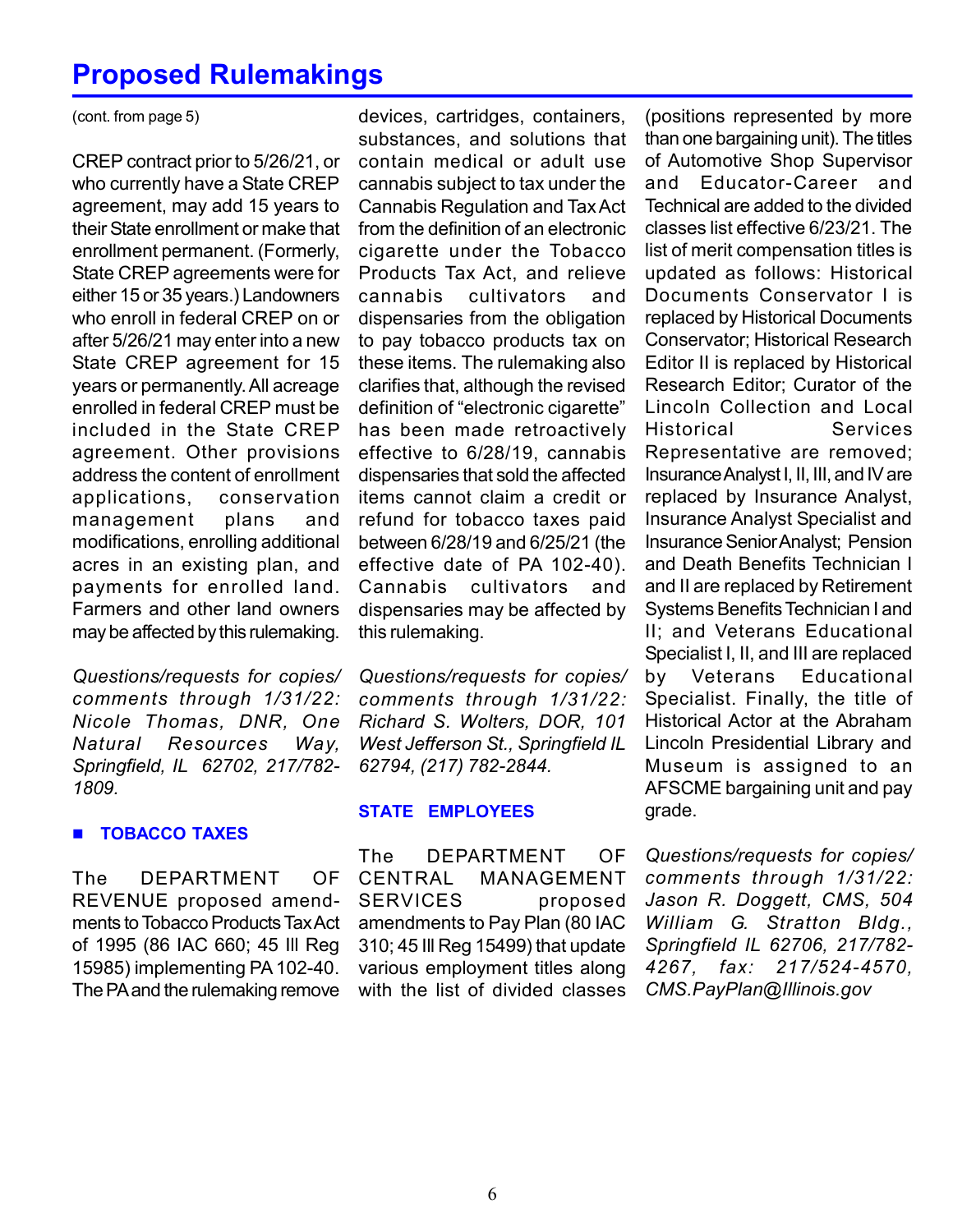# Proposed Rulemakings

(cont. from page 5)

CREP contract prior to 5/26/21, or who currently have a State CREP agreement, may add 15 years to their State enrollment or make that enrollment permanent. (Formerly, State CREP agreements were for either 15 or 35 years.) Landowners who enroll in federal CREP on or after 5/26/21 may enter into a new State CREP agreement for 15 years or permanently. All acreage enrolled in federal CREP must be included in the State CREP agreement. Other provisions address the content of enrollment applications, conservation management plans and modifications, enrolling additional acres in an existing plan, and payments for enrolled land. Farmers and other land owners may be affected by this rulemaking.

*Questions/requests for copies/ comments through 1/31/22: Nicole Thomas, DNR, One Natural Resources Way, Springfield, IL 62702, 217/782-1809.*

## TOBACCO TAXES

The DEPARTMENT OF REVENUE proposed amendments to Tobacco Products Tax Act of 1995 (86 IAC 660; 45 Ill Reg 15985) implementing PA 102-40. The PA and the rulemaking remove devices, cartridges, containers, substances, and solutions that contain medical or adult use cannabis subject to tax under the Cannabis Regulation and Tax Act from the definition of an electronic cigarette under the Tobacco Products Tax Act, and relieve cannabis cultivators and dispensaries from the obligation to pay tobacco products tax on these items. The rulemaking also clarifies that, although the revised definition of "electronic cigarette" has been made retroactively effective to 6/28/19, cannabis dispensaries that sold the affected items cannot claim a credit or refund for tobacco taxes paid between 6/28/19 and 6/25/21 (the effective date of PA 102-40). Cannabis cultivators and dispensaries may be affected by this rulemaking.

*Questions/requests for copies/ comments through 1/31/22: Richard S. Wolters, DOR, 101 West Jefferson St., Springfield IL 62794, (217) 782-2844.*

## STATE EMPLOYEES

The DEPARTMENT OF CENTRAL MANAGEMENT SERVICES proposed amendments to Pay Plan (80 IAC 310; 45 Ill Reg 15499) that update various employment titles along with the list of divided classes (positions represented by more than one bargaining unit). The titles of Automotive Shop Supervisor and Educator-Career and Technical are added to the divided classes list effective 6/23/21. The list of merit compensation titles is updated as follows: Historical Documents Conservator I is replaced by Historical Documents Conservator; Historical Research Editor II is replaced by Historical Research Editor; Curator of the Lincoln Collection and Local Historical Services Representative are removed; Insurance Analyst I, II, III, and IV are replaced by Insurance Analyst, Insurance Analyst Specialist and Insurance Senior Analyst; Pension and Death Benefits Technician I and II are replaced by Retirement Systems Benefits Technician I and II; and Veterans Educational Specialist I, II, and III are replaced by Veterans Educational Specialist. Finally, the title of Historical Actor at the Abraham Lincoln Presidential Library and Museum is assigned to an AFSCME bargaining unit and pay grade.

*Questions/requests for copies/ comments through 1/31/22: Jason R. Doggett, CMS, 504 William G. Stratton Bldg., Springfield IL 62706, 217/782-4267, fax: 217/524-4570, CMS.PayPlan@Illinois.gov*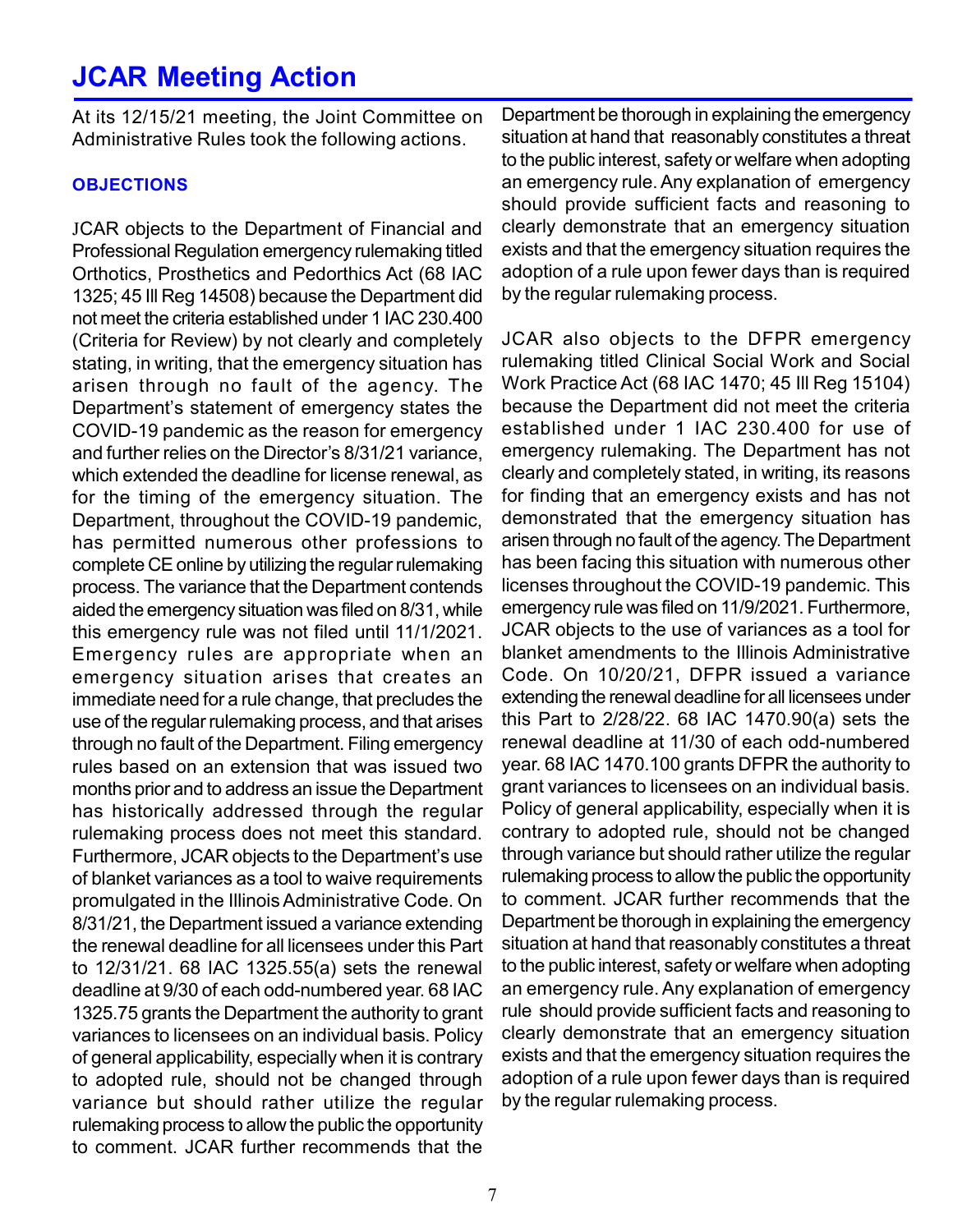# JCAR Meeting Action

At its 12/15/21 meeting, the Joint Committee on Administrative Rules took the following actions.

### OBJECTIONS

JCAR objects to the Department of Financial and Professional Regulation emergency rulemaking titled Orthotics, Prosthetics and Pedorthics Act (68 IAC 1325; 45 Ill Reg 14508) because the Department did not meet the criteria established under 1 IAC 230.400 (Criteria for Review) by not clearly and completely stating, in writing, that the emergency situation has arisen through no fault of the agency. The Department's statement of emergency states the COVID-19 pandemic as the reason for emergency and further relies on the Director's 8/31/21 variance, which extended the deadline for license renewal, as for the timing of the emergency situation. The Department, throughout the COVID-19 pandemic, has permitted numerous other professions to complete CE online by utilizing the regular rulemaking process. The variance that the Department contends aided the emergency situation was filed on 8/31, while this emergency rule was not filed until 11/1/2021. Emergency rules are appropriate when an emergency situation arises that creates an immediate need for a rule change, that precludes the use of the regular rulemaking process, and that arises through no fault of the Department. Filing emergency rules based on an extension that was issued two months prior and to address an issue the Department has historically addressed through the regular rulemaking process does not meet this standard. Furthermore, JCAR objects to the Department's use of blanket variances as a tool to waive requirements promulgated in the Illinois Administrative Code. On 8/31/21, the Department issued a variance extending the renewal deadline for all licensees under this Part to 12/31/21. 68 IAC 1325.55(a) sets the renewal deadline at 9/30 of each odd-numbered year. 68 IAC 1325.75 grants the Department the authority to grant variances to licensees on an individual basis. Policy of general applicability, especially when it is contrary to adopted rule, should not be changed through variance but should rather utilize the regular rulemaking process to allow the public the opportunity to comment. JCAR further recommends that the Department be thorough in explaining the emergency situation at hand that reasonably constitutes a threat to the public interest, safety or welfare when adopting an emergency rule. Any explanation of emergency should provide sufficient facts and reasoning to clearly demonstrate that an emergency situation exists and that the emergency situation requires the adoption of a rule upon fewer days than is required by the regular rulemaking process.

JCAR also objects to the DFPR emergency rulemaking titled Clinical Social Work and Social Work Practice Act (68 IAC 1470; 45 Ill Reg 15104) because the Department did not meet the criteria established under 1 IAC 230.400 for use of emergency rulemaking. The Department has not clearly and completely stated, in writing, its reasons for finding that an emergency exists and has not demonstrated that the emergency situation has arisen through no fault of the agency. The Department has been facing this situation with numerous other licenses throughout the COVID-19 pandemic. This emergency rule was filed on 11/9/2021. Furthermore, JCAR objects to the use of variances as a tool for blanket amendments to the Illinois Administrative Code. On 10/20/21, DFPR issued a variance extending the renewal deadline for all licensees under this Part to 2/28/22. 68 IAC 1470.90(a) sets the renewal deadline at 11/30 of each odd-numbered year. 68 IAC 1470.100 grants DFPR the authority to grant variances to licensees on an individual basis. Policy of general applicability, especially when it is contrary to adopted rule, should not be changed through variance but should rather utilize the regular rulemaking process to allow the public the opportunity to comment. JCAR further recommends that the Department be thorough in explaining the emergency situation at hand that reasonably constitutes a threat to the public interest, safety or welfare when adopting an emergency rule. Any explanation of emergency rule should provide sufficient facts and reasoning to clearly demonstrate that an emergency situation exists and that the emergency situation requires the adoption of a rule upon fewer days than is required by the regular rulemaking process.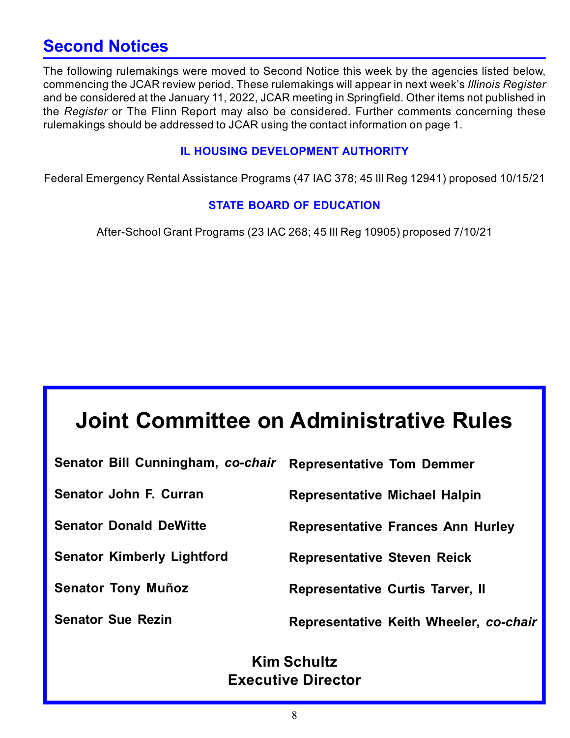## Second Notices

The following rulemakings were moved to Second Notice this week by the agencies listed below, commencing the JCAR review period. These rulemakings will appear in next week's *Illinois Register* and be considered at the January 11, 2022, JCAR meeting in Springfield. Other items not published in the *Register* or The Flinn Report may also be considered. Further comments concerning these rulemakings should be addressed to JCAR using the contact information on page 1.

**IL HOUSING DEVELOPMENT AUTHORITY**

Federal Emergency Rental Assistance Programs (47 IAC 378; 45 Ill Reg 12941) proposed 10/15/21

**STATE BOARD OF EDUCATION**

After-School Grant Programs (23 IAC 268; 45 Ill Reg 10905) proposed 7/10/21

# Joint Committee on Administrative Rules

**Senator Bill Cunningham, *co-chair***

**Senator John F. Curran**

**Senator Donald DeWitte**

**Senator Kimberly Lightford**

**Senator Tony Muñoz**

**Senator Sue Rezin**

**Representative Tom Demmer**

**Representative Michael Halpin**

**Representative Frances Ann Hurley**

**Representative Steven Reick**

**Representative Curtis Tarver, II**

**Representative Keith Wheeler, *co-chair***

**Kim Schultz**
**Executive Director**